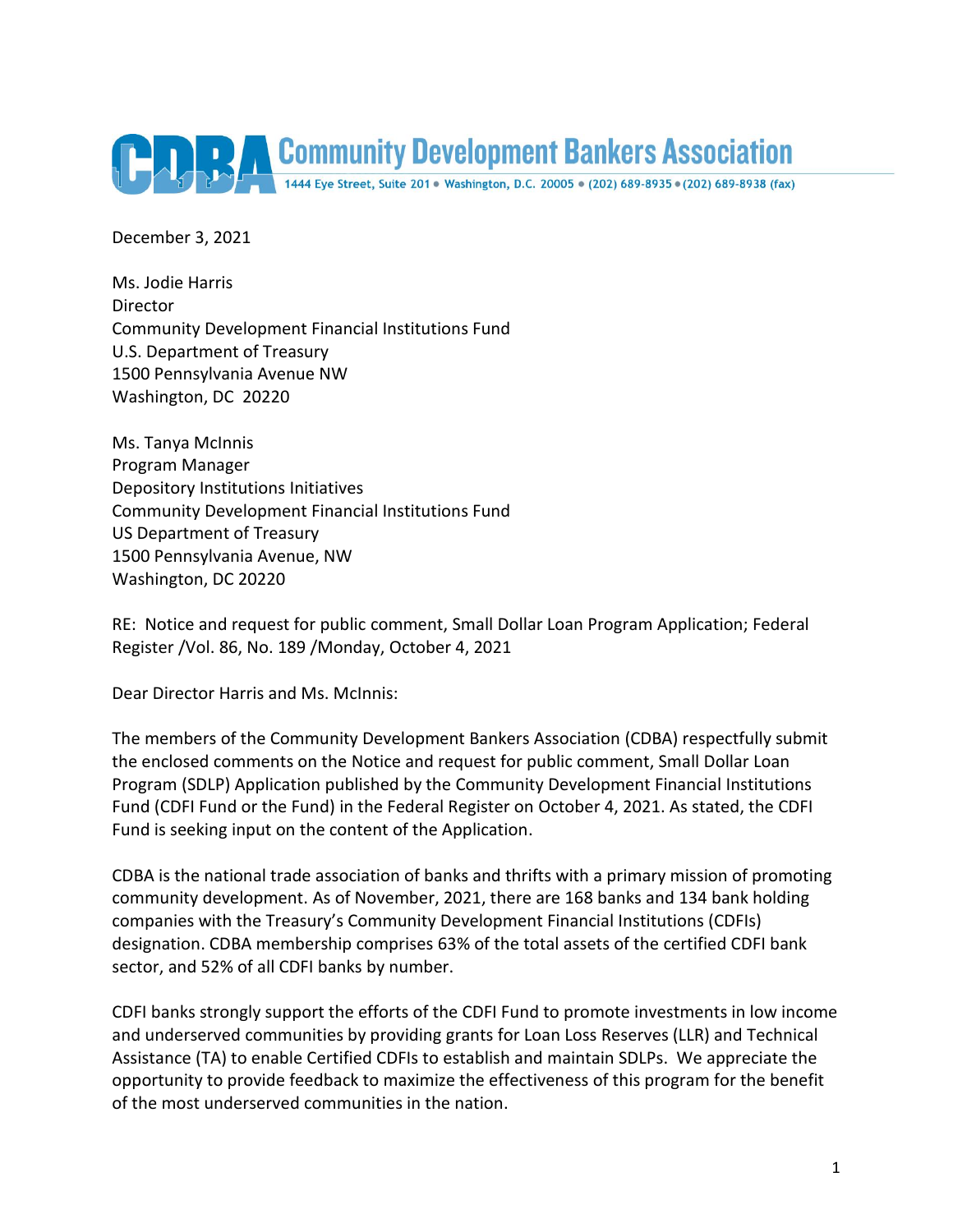# Community Development Bankers Association

1444 Eye Street, Suite 201 • Washington, D.C. 20005 • (202) 689-8935 • (202) 689-8938 (fax)

December 3, 2021

Ms. Jodie Harris
Director
Community Development Financial Institutions Fund
U.S. Department of Treasury
1500 Pennsylvania Avenue NW
Washington, DC 20220

Ms. Tanya McInnis
Program Manager
Depository Institutions Initiatives
Community Development Financial Institutions Fund
US Department of Treasury
1500 Pennsylvania Avenue, NW
Washington, DC 20220

RE: Notice and request for public comment, Small Dollar Loan Program Application; Federal Register /Vol. 86, No. 189 /Monday, October 4, 2021

Dear Director Harris and Ms. McInnis:

The members of the Community Development Bankers Association (CDBA) respectfully submit the enclosed comments on the Notice and request for public comment, Small Dollar Loan Program (SDLP) Application published by the Community Development Financial Institutions Fund (CDFI Fund or the Fund) in the Federal Register on October 4, 2021. As stated, the CDFI Fund is seeking input on the content of the Application.

CDBA is the national trade association of banks and thrifts with a primary mission of promoting community development. As of November, 2021, there are 168 banks and 134 bank holding companies with the Treasury's Community Development Financial Institutions (CDFIs) designation. CDBA membership comprises 63% of the total assets of the certified CDFI bank sector, and 52% of all CDFI banks by number.

CDFI banks strongly support the efforts of the CDFI Fund to promote investments in low income and underserved communities by providing grants for Loan Loss Reserves (LLR) and Technical Assistance (TA) to enable Certified CDFIs to establish and maintain SDLPs. We appreciate the opportunity to provide feedback to maximize the effectiveness of this program for the benefit of the most underserved communities in the nation.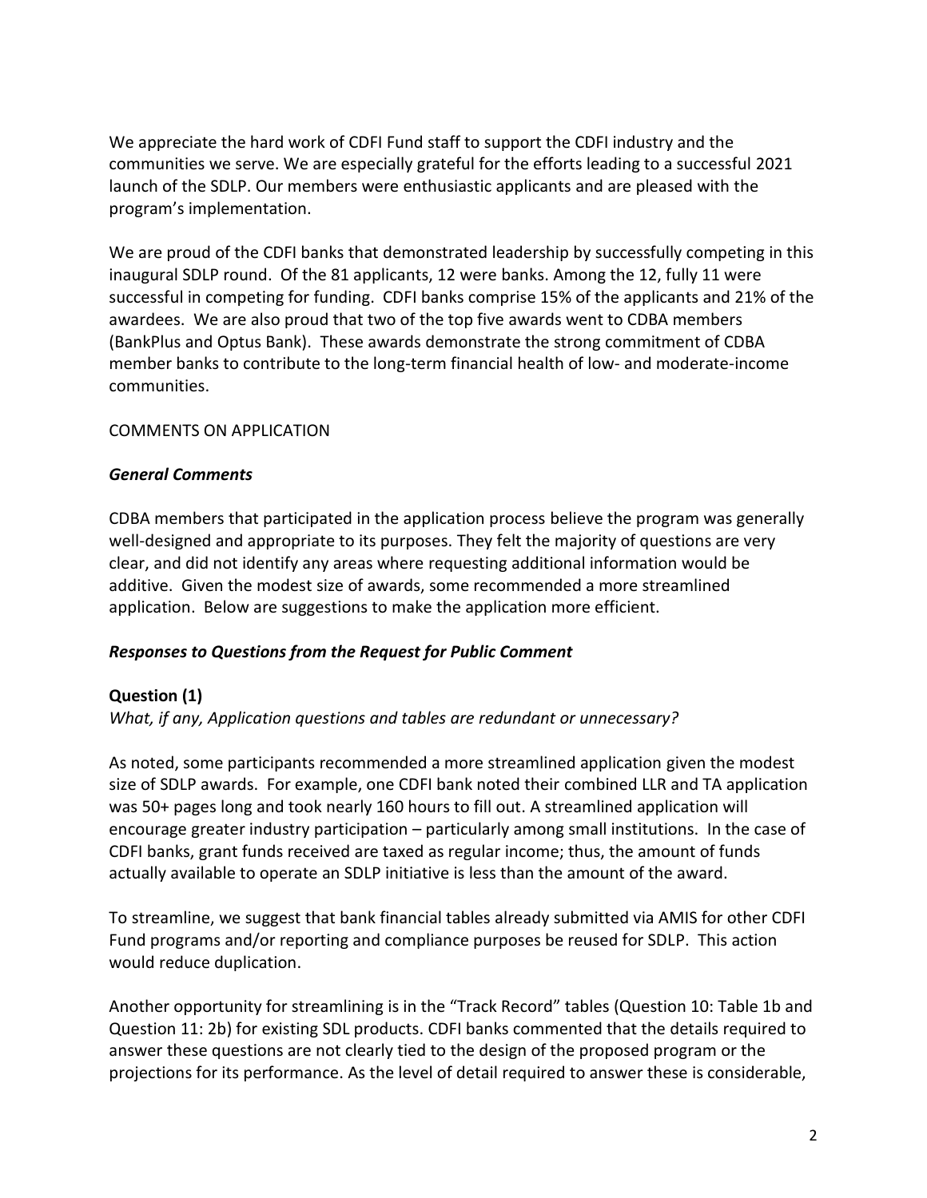We appreciate the hard work of CDFI Fund staff to support the CDFI industry and the communities we serve. We are especially grateful for the efforts leading to a successful 2021 launch of the SDLP. Our members were enthusiastic applicants and are pleased with the program's implementation.

We are proud of the CDFI banks that demonstrated leadership by successfully competing in this inaugural SDLP round. Of the 81 applicants, 12 were banks. Among the 12, fully 11 were successful in competing for funding. CDFI banks comprise 15% of the applicants and 21% of the awardees. We are also proud that two of the top five awards went to CDBA members (BankPlus and Optus Bank). These awards demonstrate the strong commitment of CDBA member banks to contribute to the long-term financial health of low- and moderate-income communities.

COMMENTS ON APPLICATION

***General Comments***

CDBA members that participated in the application process believe the program was generally well-designed and appropriate to its purposes. They felt the majority of questions are very clear, and did not identify any areas where requesting additional information would be additive. Given the modest size of awards, some recommended a more streamlined application. Below are suggestions to make the application more efficient.

***Responses to Questions from the Request for Public Comment***

**Question (1)**

*What, if any, Application questions and tables are redundant or unnecessary?*

As noted, some participants recommended a more streamlined application given the modest size of SDLP awards. For example, one CDFI bank noted their combined LLR and TA application was 50+ pages long and took nearly 160 hours to fill out. A streamlined application will encourage greater industry participation – particularly among small institutions. In the case of CDFI banks, grant funds received are taxed as regular income; thus, the amount of funds actually available to operate an SDLP initiative is less than the amount of the award.

To streamline, we suggest that bank financial tables already submitted via AMIS for other CDFI Fund programs and/or reporting and compliance purposes be reused for SDLP. This action would reduce duplication.

Another opportunity for streamlining is in the "Track Record" tables (Question 10: Table 1b and Question 11: 2b) for existing SDL products. CDFI banks commented that the details required to answer these questions are not clearly tied to the design of the proposed program or the projections for its performance. As the level of detail required to answer these is considerable,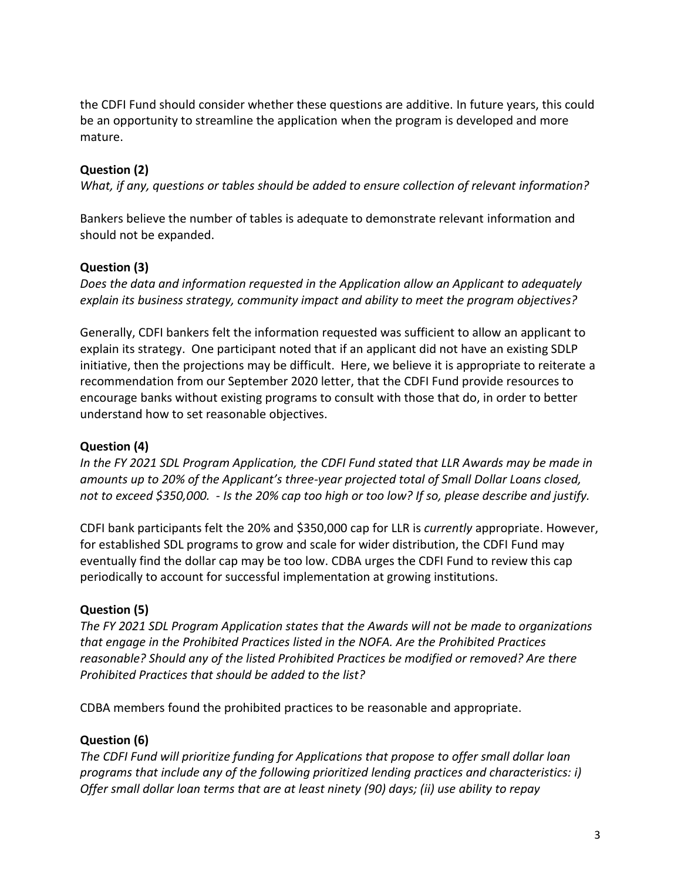the CDFI Fund should consider whether these questions are additive. In future years, this could be an opportunity to streamline the application when the program is developed and more mature.

**Question (2)**

*What, if any, questions or tables should be added to ensure collection of relevant information?*

Bankers believe the number of tables is adequate to demonstrate relevant information and should not be expanded.

**Question (3)**

*Does the data and information requested in the Application allow an Applicant to adequately explain its business strategy, community impact and ability to meet the program objectives?*

Generally, CDFI bankers felt the information requested was sufficient to allow an applicant to explain its strategy. One participant noted that if an applicant did not have an existing SDLP initiative, then the projections may be difficult. Here, we believe it is appropriate to reiterate a recommendation from our September 2020 letter, that the CDFI Fund provide resources to encourage banks without existing programs to consult with those that do, in order to better understand how to set reasonable objectives.

**Question (4)**

*In the FY 2021 SDL Program Application, the CDFI Fund stated that LLR Awards may be made in amounts up to 20% of the Applicant's three-year projected total of Small Dollar Loans closed, not to exceed $350,000. - Is the 20% cap too high or too low? If so, please describe and justify.*

CDFI bank participants felt the 20% and $350,000 cap for LLR is *currently* appropriate. However, for established SDL programs to grow and scale for wider distribution, the CDFI Fund may eventually find the dollar cap may be too low. CDBA urges the CDFI Fund to review this cap periodically to account for successful implementation at growing institutions.

**Question (5)**

*The FY 2021 SDL Program Application states that the Awards will not be made to organizations that engage in the Prohibited Practices listed in the NOFA. Are the Prohibited Practices reasonable? Should any of the listed Prohibited Practices be modified or removed? Are there Prohibited Practices that should be added to the list?*

CDBA members found the prohibited practices to be reasonable and appropriate.

**Question (6)**

*The CDFI Fund will prioritize funding for Applications that propose to offer small dollar loan programs that include any of the following prioritized lending practices and characteristics: i) Offer small dollar loan terms that are at least ninety (90) days; (ii) use ability to repay*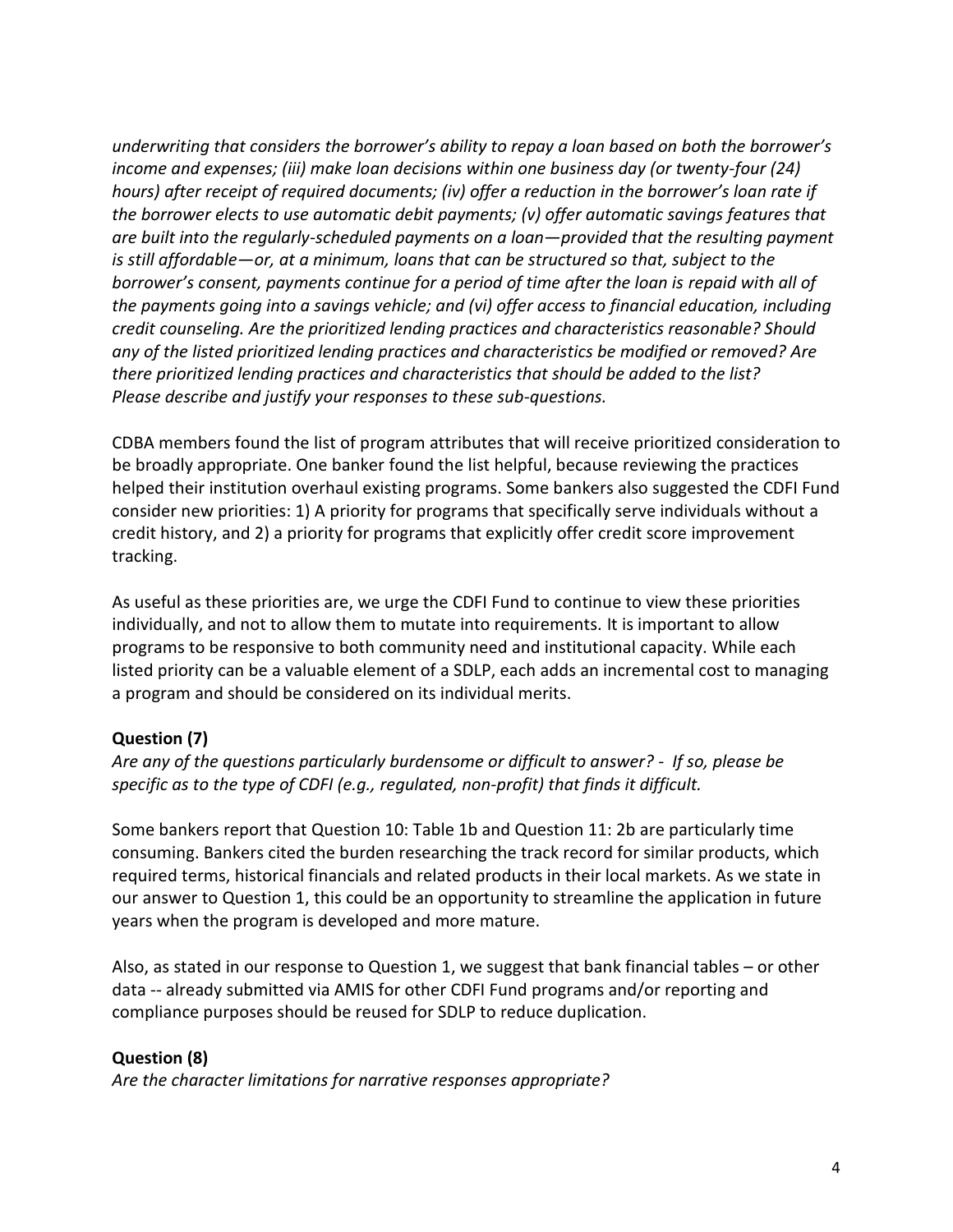*underwriting that considers the borrower's ability to repay a loan based on both the borrower's income and expenses; (iii) make loan decisions within one business day (or twenty-four (24) hours) after receipt of required documents; (iv) offer a reduction in the borrower's loan rate if the borrower elects to use automatic debit payments; (v) offer automatic savings features that are built into the regularly-scheduled payments on a loan—provided that the resulting payment is still affordable—or, at a minimum, loans that can be structured so that, subject to the borrower's consent, payments continue for a period of time after the loan is repaid with all of the payments going into a savings vehicle; and (vi) offer access to financial education, including credit counseling. Are the prioritized lending practices and characteristics reasonable? Should any of the listed prioritized lending practices and characteristics be modified or removed? Are there prioritized lending practices and characteristics that should be added to the list? Please describe and justify your responses to these sub-questions.*

CDBA members found the list of program attributes that will receive prioritized consideration to be broadly appropriate. One banker found the list helpful, because reviewing the practices helped their institution overhaul existing programs. Some bankers also suggested the CDFI Fund consider new priorities: 1) A priority for programs that specifically serve individuals without a credit history, and 2) a priority for programs that explicitly offer credit score improvement tracking.

As useful as these priorities are, we urge the CDFI Fund to continue to view these priorities individually, and not to allow them to mutate into requirements. It is important to allow programs to be responsive to both community need and institutional capacity. While each listed priority can be a valuable element of a SDLP, each adds an incremental cost to managing a program and should be considered on its individual merits.

**Question (7)**

*Are any of the questions particularly burdensome or difficult to answer? - If so, please be specific as to the type of CDFI (e.g., regulated, non-profit) that finds it difficult.*

Some bankers report that Question 10: Table 1b and Question 11: 2b are particularly time consuming. Bankers cited the burden researching the track record for similar products, which required terms, historical financials and related products in their local markets. As we state in our answer to Question 1, this could be an opportunity to streamline the application in future years when the program is developed and more mature.

Also, as stated in our response to Question 1, we suggest that bank financial tables – or other data -- already submitted via AMIS for other CDFI Fund programs and/or reporting and compliance purposes should be reused for SDLP to reduce duplication.

**Question (8)**

*Are the character limitations for narrative responses appropriate?*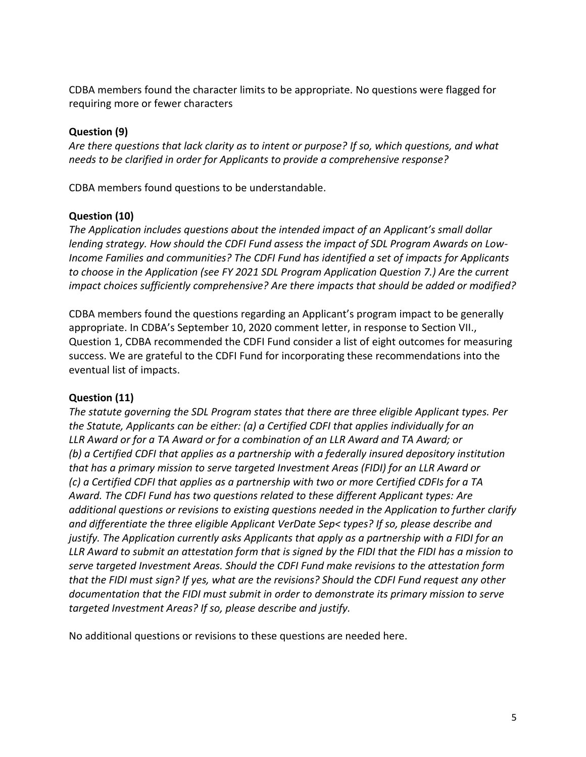CDBA members found the character limits to be appropriate. No questions were flagged for requiring more or fewer characters

**Question (9)**

*Are there questions that lack clarity as to intent or purpose? If so, which questions, and what needs to be clarified in order for Applicants to provide a comprehensive response?*

CDBA members found questions to be understandable.

**Question (10)**

*The Application includes questions about the intended impact of an Applicant's small dollar lending strategy. How should the CDFI Fund assess the impact of SDL Program Awards on Low-Income Families and communities? The CDFI Fund has identified a set of impacts for Applicants to choose in the Application (see FY 2021 SDL Program Application Question 7.) Are the current impact choices sufficiently comprehensive? Are there impacts that should be added or modified?*

CDBA members found the questions regarding an Applicant's program impact to be generally appropriate. In CDBA's September 10, 2020 comment letter, in response to Section VII., Question 1, CDBA recommended the CDFI Fund consider a list of eight outcomes for measuring success. We are grateful to the CDFI Fund for incorporating these recommendations into the eventual list of impacts.

**Question (11)**

*The statute governing the SDL Program states that there are three eligible Applicant types. Per the Statute, Applicants can be either: (a) a Certified CDFI that applies individually for an LLR Award or for a TA Award or for a combination of an LLR Award and TA Award; or (b) a Certified CDFI that applies as a partnership with a federally insured depository institution that has a primary mission to serve targeted Investment Areas (FIDI) for an LLR Award or (c) a Certified CDFI that applies as a partnership with two or more Certified CDFIs for a TA Award. The CDFI Fund has two questions related to these different Applicant types: Are additional questions or revisions to existing questions needed in the Application to further clarify and differentiate the three eligible Applicant VerDate Sep< types? If so, please describe and justify. The Application currently asks Applicants that apply as a partnership with a FIDI for an LLR Award to submit an attestation form that is signed by the FIDI that the FIDI has a mission to serve targeted Investment Areas. Should the CDFI Fund make revisions to the attestation form that the FIDI must sign? If yes, what are the revisions? Should the CDFI Fund request any other documentation that the FIDI must submit in order to demonstrate its primary mission to serve targeted Investment Areas? If so, please describe and justify.*

No additional questions or revisions to these questions are needed here.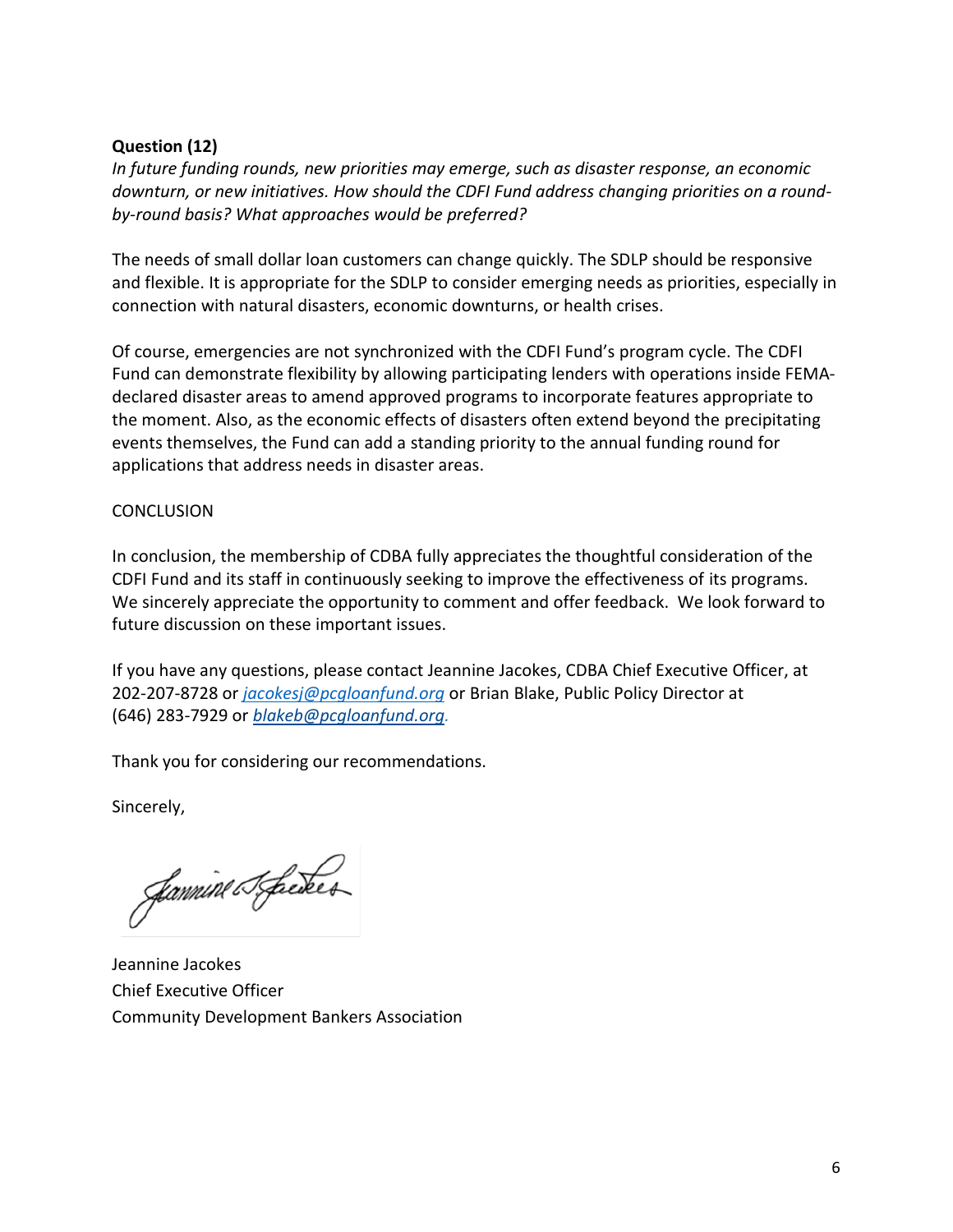**Question (12)**

*In future funding rounds, new priorities may emerge, such as disaster response, an economic downturn, or new initiatives. How should the CDFI Fund address changing priorities on a round-by-round basis? What approaches would be preferred?*

The needs of small dollar loan customers can change quickly. The SDLP should be responsive and flexible. It is appropriate for the SDLP to consider emerging needs as priorities, especially in connection with natural disasters, economic downturns, or health crises.

Of course, emergencies are not synchronized with the CDFI Fund's program cycle. The CDFI Fund can demonstrate flexibility by allowing participating lenders with operations inside FEMA-declared disaster areas to amend approved programs to incorporate features appropriate to the moment. Also, as the economic effects of disasters often extend beyond the precipitating events themselves, the Fund can add a standing priority to the annual funding round for applications that address needs in disaster areas.

CONCLUSION

In conclusion, the membership of CDBA fully appreciates the thoughtful consideration of the CDFI Fund and its staff in continuously seeking to improve the effectiveness of its programs. We sincerely appreciate the opportunity to comment and offer feedback. We look forward to future discussion on these important issues.

If you have any questions, please contact Jeannine Jacokes, CDBA Chief Executive Officer, at 202-207-8728 or *jacokesj@pcgloanfund.org* or Brian Blake, Public Policy Director at (646) 283-7929 or *blakeb@pcgloanfund.org*.

Thank you for considering our recommendations.

Sincerely,

Jeannine Jacokes
Chief Executive Officer
Community Development Bankers Association